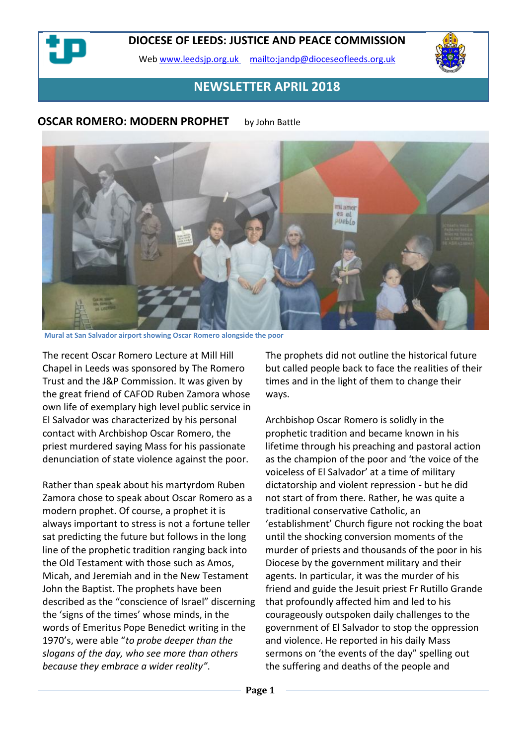# DIOCESE OF LEEDS: JUSTICE AND PEACE COMMISSION

Web www.leedsjp.org.uk mailto:jandp@dioceseofleeds.org.uk

## NEWSLETTER APRIL 2018

## OSCAR ROMERO: MODERN PROPHET

by John Battle

Mural at San Salvador airport showing Oscar Romero alongside the poor

The recent Oscar Romero Lecture at Mill Hill Chapel in Leeds was sponsored by The Romero Trust and the J&P Commission. It was given by the great friend of CAFOD Ruben Zamora whose own life of exemplary high level public service in El Salvador was characterized by his personal contact with Archbishop Oscar Romero, the priest murdered saying Mass for his passionate denunciation of state violence against the poor.

Rather than speak about his martyrdom Ruben Zamora chose to speak about Oscar Romero as a modern prophet. Of course, a prophet it is always important to stress is not a fortune teller sat predicting the future but follows in the long line of the prophetic tradition ranging back into the Old Testament with those such as Amos, Micah, and Jeremiah and in the New Testament John the Baptist. The prophets have been described as the "conscience of Israel" discerning the 'signs of the times' whose minds, in the words of Emeritus Pope Benedict writing in the 1970's, were able "*to probe deeper than the slogans of the day, who see more than others because they embrace a wider reality*".

The prophets did not outline the historical future but called people back to face the realities of their times and in the light of them to change their ways.

Archbishop Oscar Romero is solidly in the prophetic tradition and became known in his lifetime through his preaching and pastoral action as the champion of the poor and 'the voice of the voiceless of El Salvador' at a time of military dictatorship and violent repression - but he did not start of from there. Rather, he was quite a traditional conservative Catholic, an 'establishment' Church figure not rocking the boat until the shocking conversion moments of the murder of priests and thousands of the poor in his Diocese by the government military and their agents. In particular, it was the murder of his friend and guide the Jesuit priest Fr Rutillo Grande that profoundly affected him and led to his courageously outspoken daily challenges to the government of El Salvador to stop the oppression and violence. He reported in his daily Mass sermons on 'the events of the day" spelling out the suffering and deaths of the people and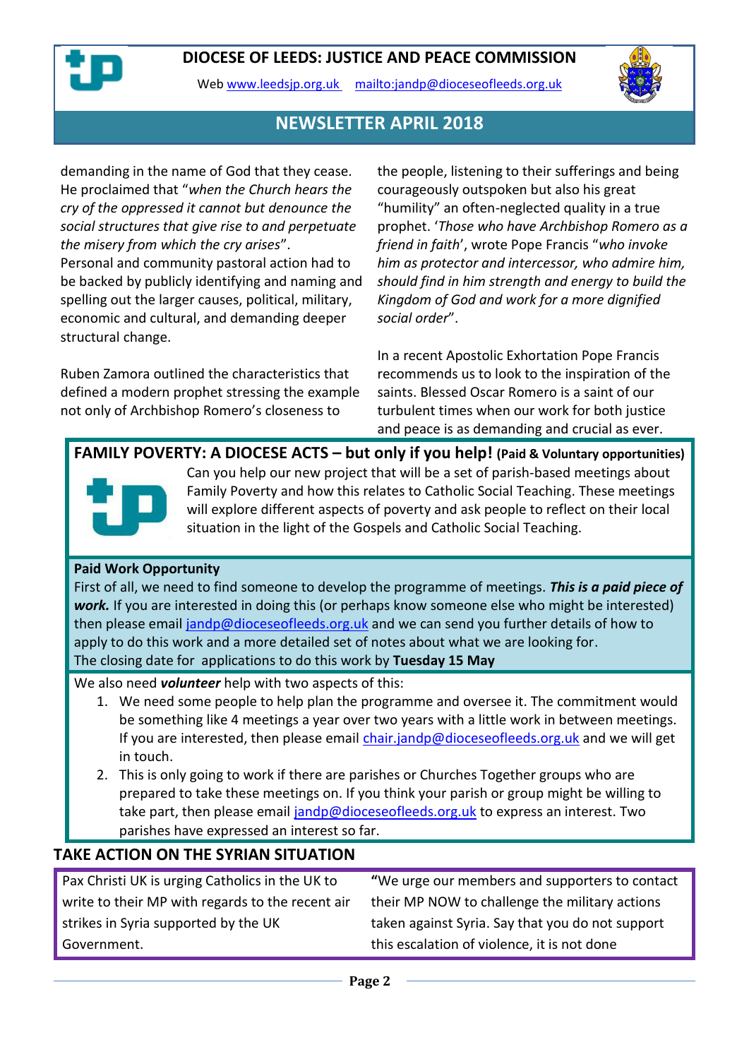# DIOCESE OF LEEDS: JUSTICE AND PEACE COMMISSION

Web [www.leedsjp.org.uk](http://www.leedsjp.org.uk) [mailto:jandp@dioceseofleeds.org.uk](mailto:jandp@dioceseofleeds.org.uk)

## NEWSLETTER APRIL 2018

demanding in the name of God that they cease. He proclaimed that "*when the Church hears the cry of the oppressed it cannot but denounce the social structures that give rise to and perpetuate the misery from which the cry arises*".
Personal and community pastoral action had to be backed by publicly identifying and naming and spelling out the larger causes, political, military, economic and cultural, and demanding deeper structural change.

Ruben Zamora outlined the characteristics that defined a modern prophet stressing the example not only of Archbishop Romero's closeness to the people, listening to their sufferings and being courageously outspoken but also his great "humility" an often-neglected quality in a true prophet. '*Those who have Archbishop Romero as a friend in faith*', wrote Pope Francis "*who invoke him as protector and intercessor, who admire him, should find in him strength and energy to build the Kingdom of God and work for a more dignified social order*".

In a recent Apostolic Exhortation Pope Francis recommends us to look to the inspiration of the saints. Blessed Oscar Romero is a saint of our turbulent times when our work for both justice and peace is as demanding and crucial as ever.

## FAMILY POVERTY: A DIOCESE ACTS – but only if you help! (Paid & Voluntary opportunities)

Can you help our new project that will be a set of parish-based meetings about Family Poverty and how this relates to Catholic Social Teaching. These meetings will explore different aspects of poverty and ask people to reflect on their local situation in the light of the Gospels and Catholic Social Teaching.

**Paid Work Opportunity**
First of all, we need to find someone to develop the programme of meetings. ***This is a paid piece of work.*** If you are interested in doing this (or perhaps know someone else who might be interested) then please email [jandp@dioceseofleeds.org.uk](mailto:jandp@dioceseofleeds.org.uk) and we can send you further details of how to apply to do this work and a more detailed set of notes about what we are looking for.
The closing date for applications to do this work by **Tuesday 15 May**

We also need ***volunteer*** help with two aspects of this:

1. We need some people to help plan the programme and oversee it. The commitment would be something like 4 meetings a year over two years with a little work in between meetings. If you are interested, then please email [chair.jandp@dioceseofleeds.org.uk](mailto:chair.jandp@dioceseofleeds.org.uk) and we will get in touch.
2. This is only going to work if there are parishes or Churches Together groups who are prepared to take these meetings on. If you think your parish or group might be willing to take part, then please email [jandp@dioceseofleeds.org.uk](mailto:jandp@dioceseofleeds.org.uk) to express an interest. Two parishes have expressed an interest so far.

## TAKE ACTION ON THE SYRIAN SITUATION

Pax Christi UK is urging Catholics in the UK to write to their MP with regards to the recent air strikes in Syria supported by the UK Government.

"We urge our members and supporters to contact their MP NOW to challenge the military actions taken against Syria. Say that you do not support this escalation of violence, it is not done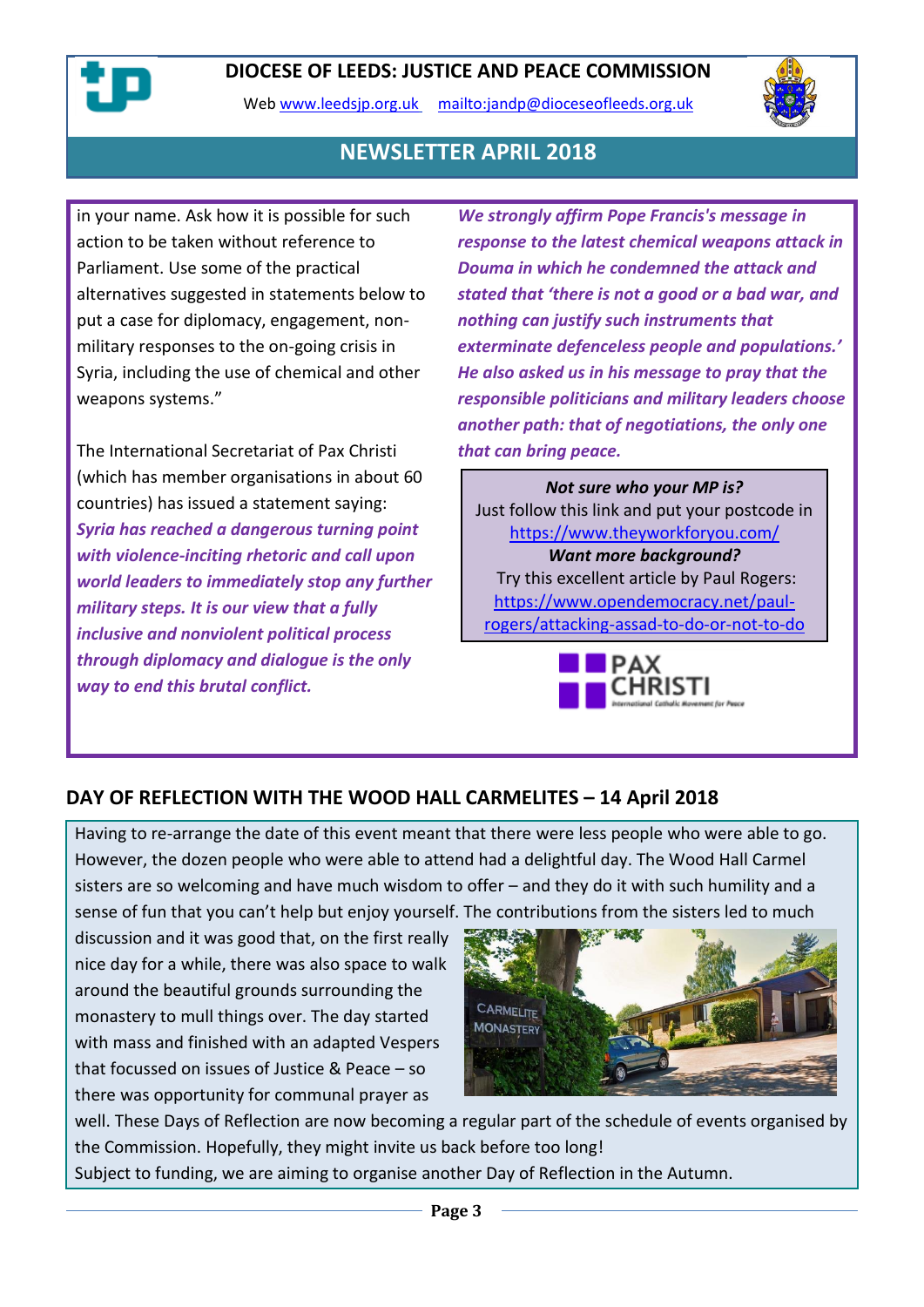# DIOCESE OF LEEDS: JUSTICE AND PEACE COMMISSION

Web [www.leedsjp.org.uk](http://www.leedsjp.org.uk) [mailto:jandp@dioceseofleeds.org.uk](mailto:jandp@dioceseofleeds.org.uk)

## NEWSLETTER APRIL 2018

in your name. Ask how it is possible for such action to be taken without reference to Parliament. Use some of the practical alternatives suggested in statements below to put a case for diplomacy, engagement, non-military responses to the on-going crisis in Syria, including the use of chemical and other weapons systems."

The International Secretariat of Pax Christi (which has member organisations in about 60 countries) has issued a statement saying: ***Syria has reached a dangerous turning point with violence-inciting rhetoric and call upon world leaders to immediately stop any further military steps. It is our view that a fully inclusive and nonviolent political process through diplomacy and dialogue is the only way to end this brutal conflict.***

***We strongly affirm Pope Francis's message in response to the latest chemical weapons attack in Douma in which he condemned the attack and stated that 'there is not a good or a bad war, and nothing can justify such instruments that exterminate defenceless people and populations.' He also asked us in his message to pray that the responsible politicians and military leaders choose another path: that of negotiations, the only one that can bring peace.***

***Not sure who your MP is?***
Just follow this link and put your postcode in
[https://www.theyworkforyou.com/](https://www.theyworkforyou.com/)
***Want more background?***
Try this excellent article by Paul Rogers:
[https://www.opendemocracy.net/paul-rogers/attacking-assad-to-do-or-not-to-do](https://www.opendemocracy.net/paul-rogers/attacking-assad-to-do-or-not-to-do)

## DAY OF REFLECTION WITH THE WOOD HALL CARMELITES – 14 April 2018

Having to re-arrange the date of this event meant that there were less people who were able to go. However, the dozen people who were able to attend had a delightful day. The Wood Hall Carmel sisters are so welcoming and have much wisdom to offer – and they do it with such humility and a sense of fun that you can't help but enjoy yourself. The contributions from the sisters led to much discussion and it was good that, on the first really nice day for a while, there was also space to walk around the beautiful grounds surrounding the monastery to mull things over. The day started with mass and finished with an adapted Vespers that focussed on issues of Justice & Peace – so there was opportunity for communal prayer as well. These Days of Reflection are now becoming a regular part of the schedule of events organised by the Commission. Hopefully, they might invite us back before too long!
Subject to funding, we are aiming to organise another Day of Reflection in the Autumn.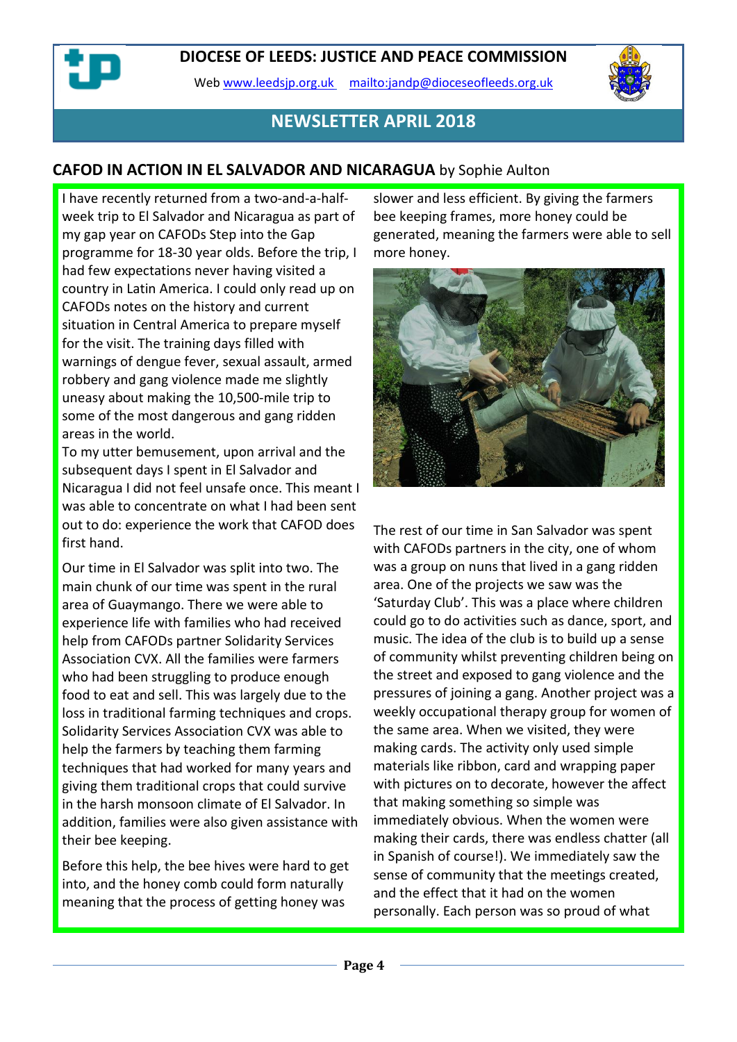# DIOCESE OF LEEDS: JUSTICE AND PEACE COMMISSION

Web www.leedsjp.org.uk mailto:jandp@dioceseofleeds.org.uk

## NEWSLETTER APRIL 2018

## CAFOD IN ACTION IN EL SALVADOR AND NICARAGUA by Sophie Aulton

I have recently returned from a two-and-a-half-week trip to El Salvador and Nicaragua as part of my gap year on CAFODs Step into the Gap programme for 18-30 year olds. Before the trip, I had few expectations never having visited a country in Latin America. I could only read up on CAFODs notes on the history and current situation in Central America to prepare myself for the visit. The training days filled with warnings of dengue fever, sexual assault, armed robbery and gang violence made me slightly uneasy about making the 10,500-mile trip to some of the most dangerous and gang ridden areas in the world.

To my utter bemusement, upon arrival and the subsequent days I spent in El Salvador and Nicaragua I did not feel unsafe once. This meant I was able to concentrate on what I had been sent out to do: experience the work that CAFOD does first hand.

Our time in El Salvador was split into two. The main chunk of our time was spent in the rural area of Guaymango. There we were able to experience life with families who had received help from CAFODs partner Solidarity Services Association CVX. All the families were farmers who had been struggling to produce enough food to eat and sell. This was largely due to the loss in traditional farming techniques and crops. Solidarity Services Association CVX was able to help the farmers by teaching them farming techniques that had worked for many years and giving them traditional crops that could survive in the harsh monsoon climate of El Salvador. In addition, families were also given assistance with their bee keeping.

Before this help, the bee hives were hard to get into, and the honey comb could form naturally meaning that the process of getting honey was slower and less efficient. By giving the farmers bee keeping frames, more honey could be generated, meaning the farmers were able to sell more honey.

The rest of our time in San Salvador was spent with CAFODs partners in the city, one of whom was a group on nuns that lived in a gang ridden area. One of the projects we saw was the 'Saturday Club'. This was a place where children could go to do activities such as dance, sport, and music. The idea of the club is to build up a sense of community whilst preventing children being on the street and exposed to gang violence and the pressures of joining a gang. Another project was a weekly occupational therapy group for women of the same area. When we visited, they were making cards. The activity only used simple materials like ribbon, card and wrapping paper with pictures on to decorate, however the affect that making something so simple was immediately obvious. When the women were making their cards, there was endless chatter (all in Spanish of course!). We immediately saw the sense of community that the meetings created, and the effect that it had on the women personally. Each person was so proud of what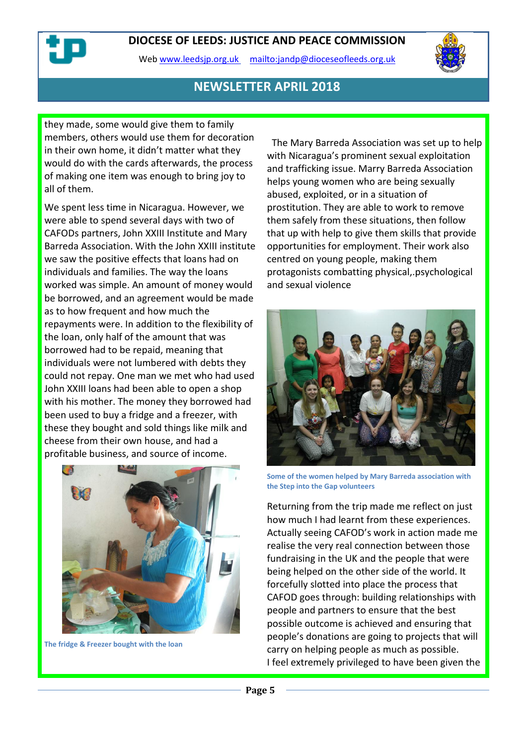they made, some would give them to family members, others would use them for decoration in their own home, it didn't matter what they would do with the cards afterwards, the process of making one item was enough to bring joy to all of them.

We spent less time in Nicaragua. However, we were able to spend several days with two of CAFODs partners, John XXIII Institute and Mary Barreda Association. With the John XXIII institute we saw the positive effects that loans had on individuals and families. The way the loans worked was simple. An amount of money would be borrowed, and an agreement would be made as to how frequent and how much the repayments were. In addition to the flexibility of the loan, only half of the amount that was borrowed had to be repaid, meaning that individuals were not lumbered with debts they could not repay. One man we met who had used John XXIII loans had been able to open a shop with his mother. The money they borrowed had been used to buy a fridge and a freezer, with these they bought and sold things like milk and cheese from their own house, and had a profitable business, and source of income.

The fridge & Freezer bought with the loan

The Mary Barreda Association was set up to help with Nicaragua's prominent sexual exploitation and trafficking issue. Marry Barreda Association helps young women who are being sexually abused, exploited, or in a situation of prostitution. They are able to work to remove them safely from these situations, then follow that up with help to give them skills that provide opportunities for employment. Their work also centred on young people, making them protagonists combatting physical,.psychological and sexual violence

Some of the women helped by Mary Barreda association with the Step into the Gap volunteers

Returning from the trip made me reflect on just how much I had learnt from these experiences. Actually seeing CAFOD's work in action made me realise the very real connection between those fundraising in the UK and the people that were being helped on the other side of the world. It forcefully slotted into place the process that CAFOD goes through: building relationships with people and partners to ensure that the best possible outcome is achieved and ensuring that people's donations are going to projects that will carry on helping people as much as possible.
I feel extremely privileged to have been given the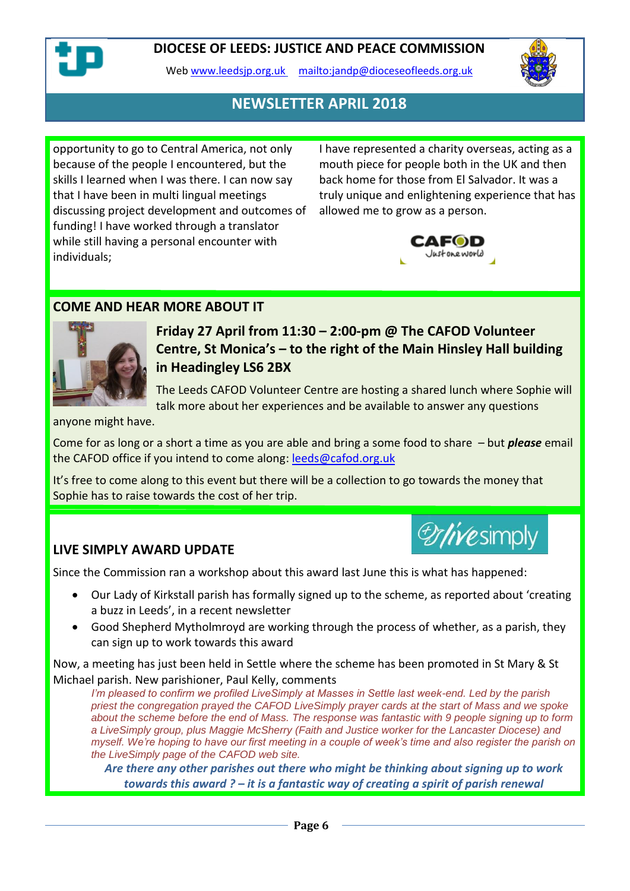opportunity to go to Central America, not only because of the people I encountered, but the skills I learned when I was there. I can now say that I have been in multi lingual meetings discussing project development and outcomes of funding! I have worked through a translator while still having a personal encounter with individuals;

I have represented a charity overseas, acting as a mouth piece for people both in the UK and then back home for those from El Salvador. It was a truly unique and enlightening experience that has allowed me to grow as a person.

## COME AND HEAR MORE ABOUT IT

**Friday 27 April from 11:30 – 2:00-pm @ The CAFOD Volunteer Centre, St Monica's – to the right of the Main Hinsley Hall building in Headingley LS6 2BX**

The Leeds CAFOD Volunteer Centre are hosting a shared lunch where Sophie will talk more about her experiences and be available to answer any questions anyone might have.

Come for as long or a short a time as you are able and bring a some food to share – but ***please*** email the CAFOD office if you intend to come along: leeds@cafod.org.uk

It's free to come along to this event but there will be a collection to go towards the money that Sophie has to raise towards the cost of her trip.

## LIVE SIMPLY AWARD UPDATE

Since the Commission ran a workshop about this award last June this is what has happened:

- Our Lady of Kirkstall parish has formally signed up to the scheme, as reported about 'creating a buzz in Leeds', in a recent newsletter
- Good Shepherd Mytholmroyd are working through the process of whether, as a parish, they can sign up to work towards this award

Now, a meeting has just been held in Settle where the scheme has been promoted in St Mary & St Michael parish. New parishioner, Paul Kelly, comments

> *I'm pleased to confirm we profiled LiveSimply at Masses in Settle last week-end. Led by the parish priest the congregation prayed the CAFOD LiveSimply prayer cards at the start of Mass and we spoke about the scheme before the end of Mass. The response was fantastic with 9 people signing up to form a LiveSimply group, plus Maggie McSherry (Faith and Justice worker for the Lancaster Diocese) and myself. We're hoping to have our first meeting in a couple of week's time and also register the parish on the LiveSimply page of the CAFOD web site.*

***Are there any other parishes out there who might be thinking about signing up to work towards this award ? – it is a fantastic way of creating a spirit of parish renewal***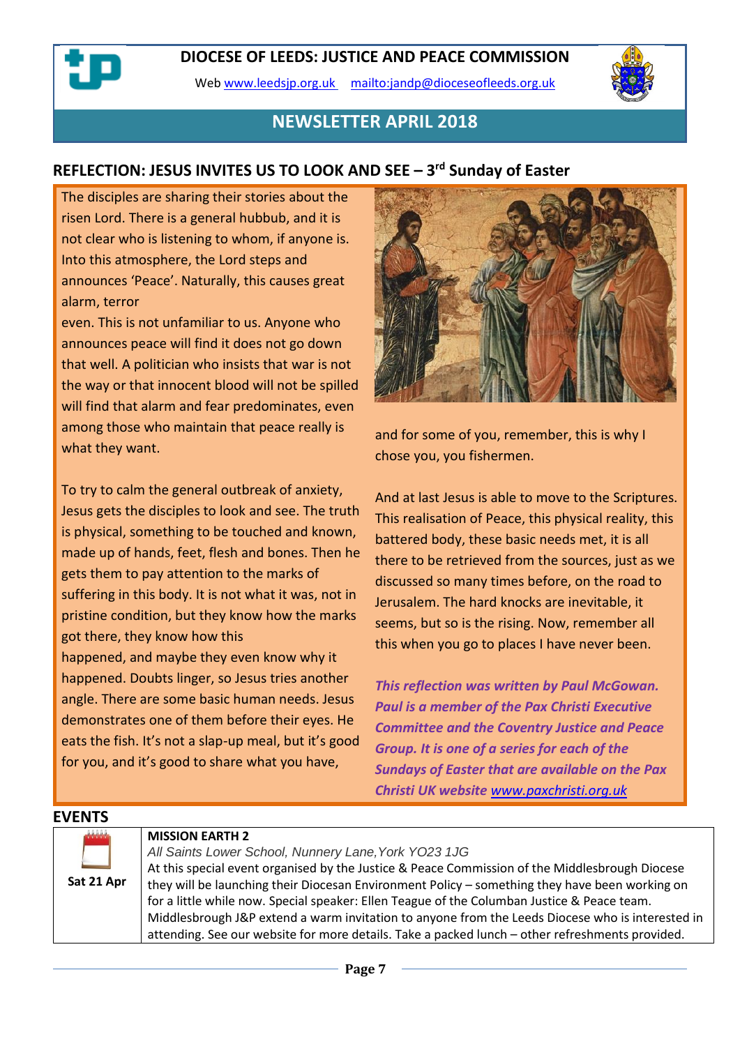# DIOCESE OF LEEDS: JUSTICE AND PEACE COMMISSION

Web www.leedsjp.org.uk mailto:jandp@dioceseofleeds.org.uk

## NEWSLETTER APRIL 2018

## REFLECTION: JESUS INVITES US TO LOOK AND SEE – 3rd Sunday of Easter

The disciples are sharing their stories about the risen Lord. There is a general hubbub, and it is not clear who is listening to whom, if anyone is. Into this atmosphere, the Lord steps and announces 'Peace'. Naturally, this causes great alarm, terror even. This is not unfamiliar to us. Anyone who announces peace will find it does not go down that well. A politician who insists that war is not the way or that innocent blood will not be spilled will find that alarm and fear predominates, even among those who maintain that peace really is what they want.

To try to calm the general outbreak of anxiety, Jesus gets the disciples to look and see. The truth is physical, something to be touched and known, made up of hands, feet, flesh and bones. Then he gets them to pay attention to the marks of suffering in this body. It is not what it was, not in pristine condition, but they know how the marks got there, they know how this happened, and maybe they even know why it happened. Doubts linger, so Jesus tries another angle. There are some basic human needs. Jesus demonstrates one of them before their eyes. He eats the fish. It's not a slap-up meal, but it's good for you, and it's good to share what you have, and for some of you, remember, this is why I chose you, you fishermen.

And at last Jesus is able to move to the Scriptures. This realisation of Peace, this physical reality, this battered body, these basic needs met, it is all there to be retrieved from the sources, just as we discussed so many times before, on the road to Jerusalem. The hard knocks are inevitable, it seems, but so is the rising. Now, remember all this when you go to places I have never been.

***This reflection was written by Paul McGowan. Paul is a member of the Pax Christi Executive Committee and the Coventry Justice and Peace Group. It is one of a series for each of the Sundays of Easter that are available on the Pax Christi UK website www.paxchristi.org.uk***

## EVENTS

| | |
|---|---|
| **Sat 21 Apr** | **MISSION EARTH 2**<br>*All Saints Lower School, Nunnery Lane, York YO23 1JG*<br>At this special event organised by the Justice & Peace Commission of the Middlesbrough Diocese they will be launching their Diocesan Environment Policy – something they have been working on for a little while now. Special speaker: Ellen Teague of the Columban Justice & Peace team. Middlesbrough J&P extend a warm invitation to anyone from the Leeds Diocese who is interested in attending. See our website for more details. Take a packed lunch – other refreshments provided. |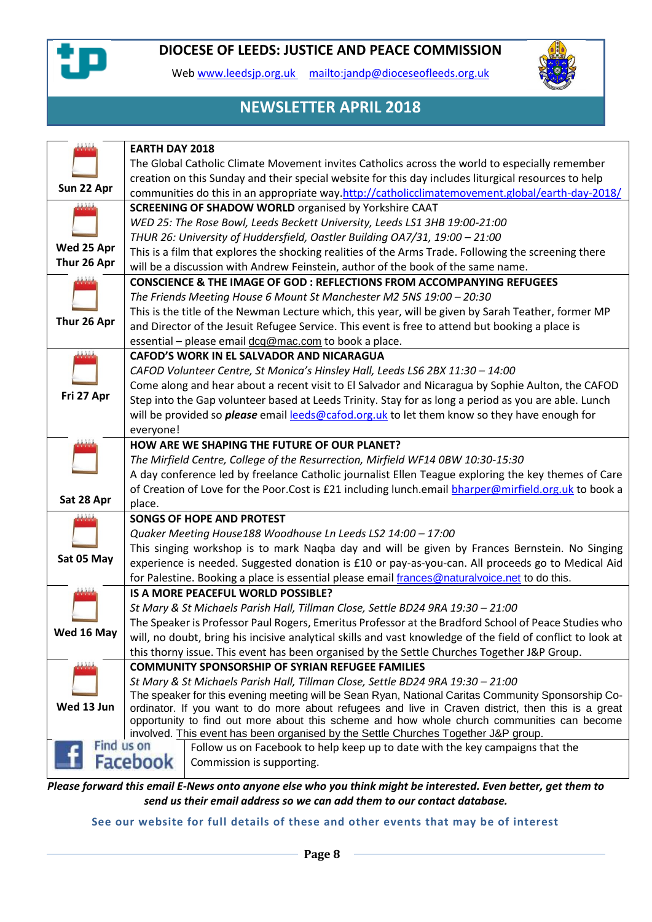# DIOCESE OF LEEDS: JUSTICE AND PEACE COMMISSION

Web www.leedsjp.org.uk mailto:jandp@dioceseofleeds.org.uk

## NEWSLETTER APRIL 2018

| | |
|---|---|
| **Sun 22 Apr** | **EARTH DAY 2018**<br>The Global Catholic Climate Movement invites Catholics across the world to especially remember creation on this Sunday and their special website for this day includes liturgical resources to help communities do this in an appropriate way.http://catholicclimatemovement.global/earth-day-2018/ |
| **Wed 25 Apr**<br>**Thur 26 Apr** | **SCREENING OF SHADOW WORLD** organised by Yorkshire CAAT<br>*WED 25: The Rose Bowl, Leeds Beckett University, Leeds LS1 3HB 19:00-21:00*<br>*THUR 26: University of Huddersfield, Oastler Building OA7/31, 19:00 – 21:00*<br>This is a film that explores the shocking realities of the Arms Trade. Following the screening there will be a discussion with Andrew Feinstein, author of the book of the same name. |
| **Thur 26 Apr** | **CONSCIENCE & THE IMAGE OF GOD : REFLECTIONS FROM ACCOMPANYING REFUGEES**<br>*The Friends Meeting House 6 Mount St Manchester M2 5NS 19:00 – 20:30*<br>This is the title of the Newman Lecture which, this year, will be given by Sarah Teather, former MP and Director of the Jesuit Refugee Service. This event is free to attend but booking a place is essential – please email dcq@mac.com to book a place. |
| **Fri 27 Apr** | **CAFOD'S WORK IN EL SALVADOR AND NICARAGUA**<br>*CAFOD Volunteer Centre, St Monica's Hinsley Hall, Leeds LS6 2BX 11:30 – 14:00*<br>Come along and hear about a recent visit to El Salvador and Nicaragua by Sophie Aulton, the CAFOD Step into the Gap volunteer based at Leeds Trinity. Stay for as long a period as you are able. Lunch will be provided so ***please*** email leeds@cafod.org.uk to let them know so they have enough for everyone! |
| **Sat 28 Apr** | **HOW ARE WE SHAPING THE FUTURE OF OUR PLANET?**<br>*The Mirfield Centre, College of the Resurrection, Mirfield WF14 0BW 10:30-15:30*<br>A day conference led by freelance Catholic journalist Ellen Teague exploring the key themes of Care of Creation of Love for the Poor.Cost is £21 including lunch.email bharper@mirfield.org.uk to book a place. |
| **Sat 05 May** | **SONGS OF HOPE AND PROTEST**<br>*Quaker Meeting House188 Woodhouse Ln Leeds LS2 14:00 – 17:00*<br>This singing workshop is to mark Naqba day and will be given by Frances Bernstein. No Singing experience is needed. Suggested donation is £10 or pay-as-you-can. All proceeds go to Medical Aid for Palestine. Booking a place is essential please email frances@naturalvoice.net to do this. |
| **Wed 16 May** | **IS A MORE PEACEFUL WORLD POSSIBLE?**<br>*St Mary & St Michaels Parish Hall, Tillman Close, Settle BD24 9RA 19:30 – 21:00*<br>The Speaker is Professor Paul Rogers, Emeritus Professor at the Bradford School of Peace Studies who will, no doubt, bring his incisive analytical skills and vast knowledge of the field of conflict to look at this thorny issue. This event has been organised by the Settle Churches Together J&P Group. |
| **Wed 13 Jun** | **COMMUNITY SPONSORSHIP OF SYRIAN REFUGEE FAMILIES**<br>*St Mary & St Michaels Parish Hall, Tillman Close, Settle BD24 9RA 19:30 – 21:00*<br>The speaker for this evening meeting will be Sean Ryan, National Caritas Community Sponsorship Co-ordinator. If you want to do more about refugees and live in Craven district, then this is a great opportunity to find out more about this scheme and how whole church communities can become involved. This event has been organised by the Settle Churches Together J&P group. |
| Find us on Facebook | Follow us on Facebook to help keep up to date with the key campaigns that the Commission is supporting. |

***Please forward this email E-News onto anyone else who you think might be interested. Even better, get them to send us their email address so we can add them to our contact database.***

**See our website for full details of these and other events that may be of interest**